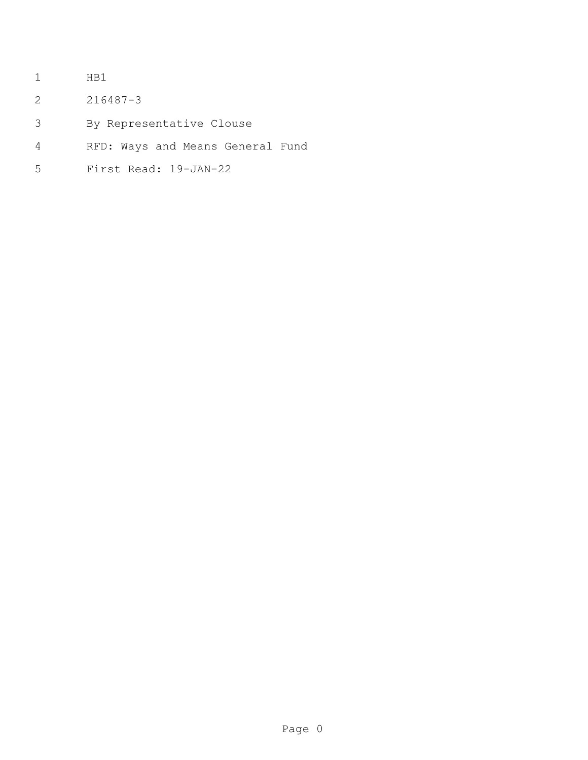HB1

216487-3

By Representative Clouse

RFD: Ways and Means General Fund

First Read: 19-JAN-22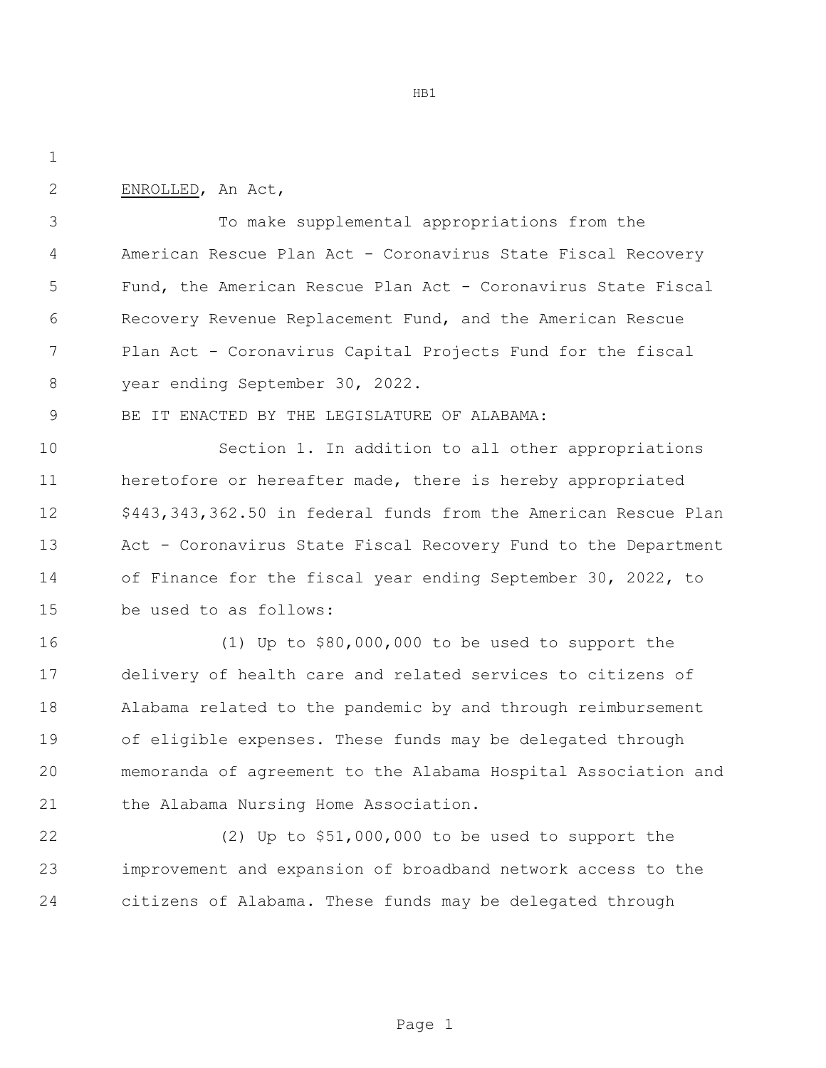ENROLLED, An Act,

To make supplemental appropriations from the American Rescue Plan Act - Coronavirus State Fiscal Recovery Fund, the American Rescue Plan Act - Coronavirus State Fiscal Recovery Revenue Replacement Fund, and the American Rescue Plan Act - Coronavirus Capital Projects Fund for the fiscal year ending September 30, 2022.

BE IT ENACTED BY THE LEGISLATURE OF ALABAMA:

Section 1. In addition to all other appropriations heretofore or hereafter made, there is hereby appropriated $443,343,362.50 in federal funds from the American Rescue Plan Act - Coronavirus State Fiscal Recovery Fund to the Department of Finance for the fiscal year ending September 30, 2022, to be used to as follows:

(1) Up to $80,000,000 to be used to support the delivery of health care and related services to citizens of Alabama related to the pandemic by and through reimbursement of eligible expenses. These funds may be delegated through memoranda of agreement to the Alabama Hospital Association and the Alabama Nursing Home Association.

(2) Up to $51,000,000 to be used to support the improvement and expansion of broadband network access to the citizens of Alabama. These funds may be delegated through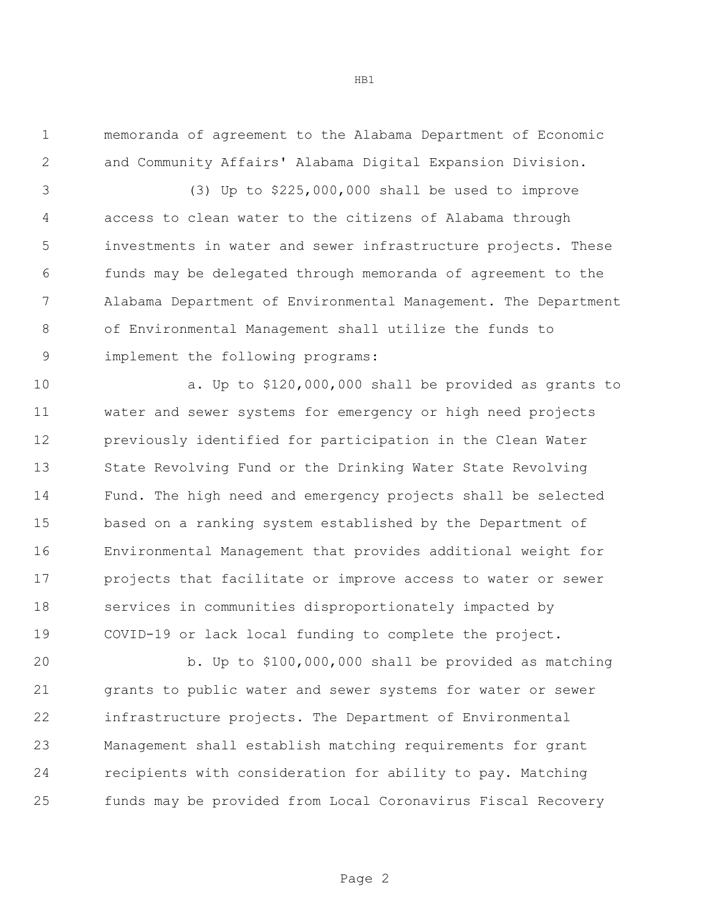memoranda of agreement to the Alabama Department of Economic and Community Affairs' Alabama Digital Expansion Division.

(3) Up to $225,000,000 shall be used to improve access to clean water to the citizens of Alabama through investments in water and sewer infrastructure projects. These funds may be delegated through memoranda of agreement to the Alabama Department of Environmental Management. The Department of Environmental Management shall utilize the funds to implement the following programs:

a. Up to $120,000,000 shall be provided as grants to water and sewer systems for emergency or high need projects previously identified for participation in the Clean Water State Revolving Fund or the Drinking Water State Revolving Fund. The high need and emergency projects shall be selected based on a ranking system established by the Department of Environmental Management that provides additional weight for projects that facilitate or improve access to water or sewer services in communities disproportionately impacted by COVID-19 or lack local funding to complete the project.

b. Up to $100,000,000 shall be provided as matching grants to public water and sewer systems for water or sewer infrastructure projects. The Department of Environmental Management shall establish matching requirements for grant recipients with consideration for ability to pay. Matching funds may be provided from Local Coronavirus Fiscal Recovery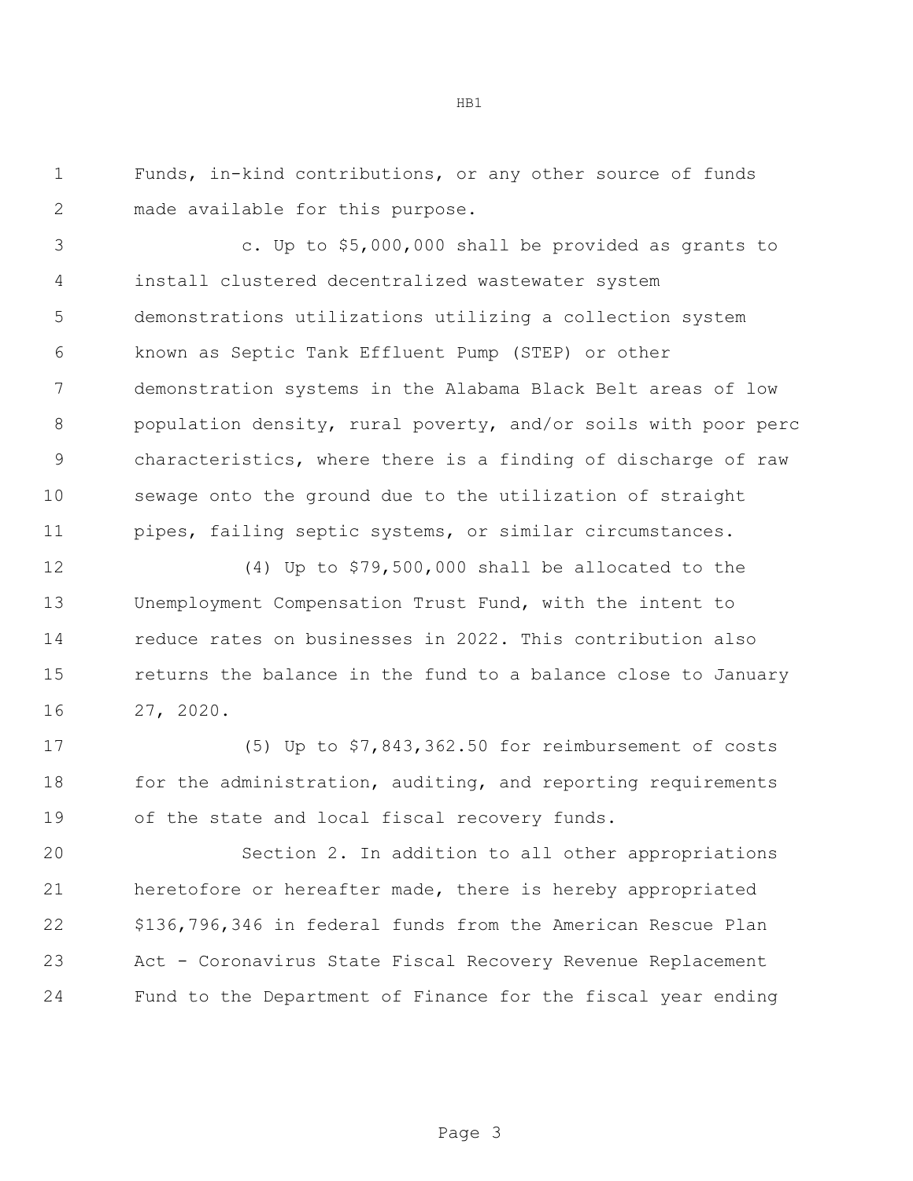Funds, in-kind contributions, or any other source of funds made available for this purpose.

c. Up to $5,000,000 shall be provided as grants to install clustered decentralized wastewater system demonstrations utilizations utilizing a collection system known as Septic Tank Effluent Pump (STEP) or other demonstration systems in the Alabama Black Belt areas of low population density, rural poverty, and/or soils with poor perc characteristics, where there is a finding of discharge of raw sewage onto the ground due to the utilization of straight pipes, failing septic systems, or similar circumstances.

(4) Up to $79,500,000 shall be allocated to the Unemployment Compensation Trust Fund, with the intent to reduce rates on businesses in 2022. This contribution also returns the balance in the fund to a balance close to January 27, 2020.

(5) Up to $7,843,362.50 for reimbursement of costs for the administration, auditing, and reporting requirements of the state and local fiscal recovery funds.

Section 2. In addition to all other appropriations heretofore or hereafter made, there is hereby appropriated $136,796,346 in federal funds from the American Rescue Plan Act - Coronavirus State Fiscal Recovery Revenue Replacement Fund to the Department of Finance for the fiscal year ending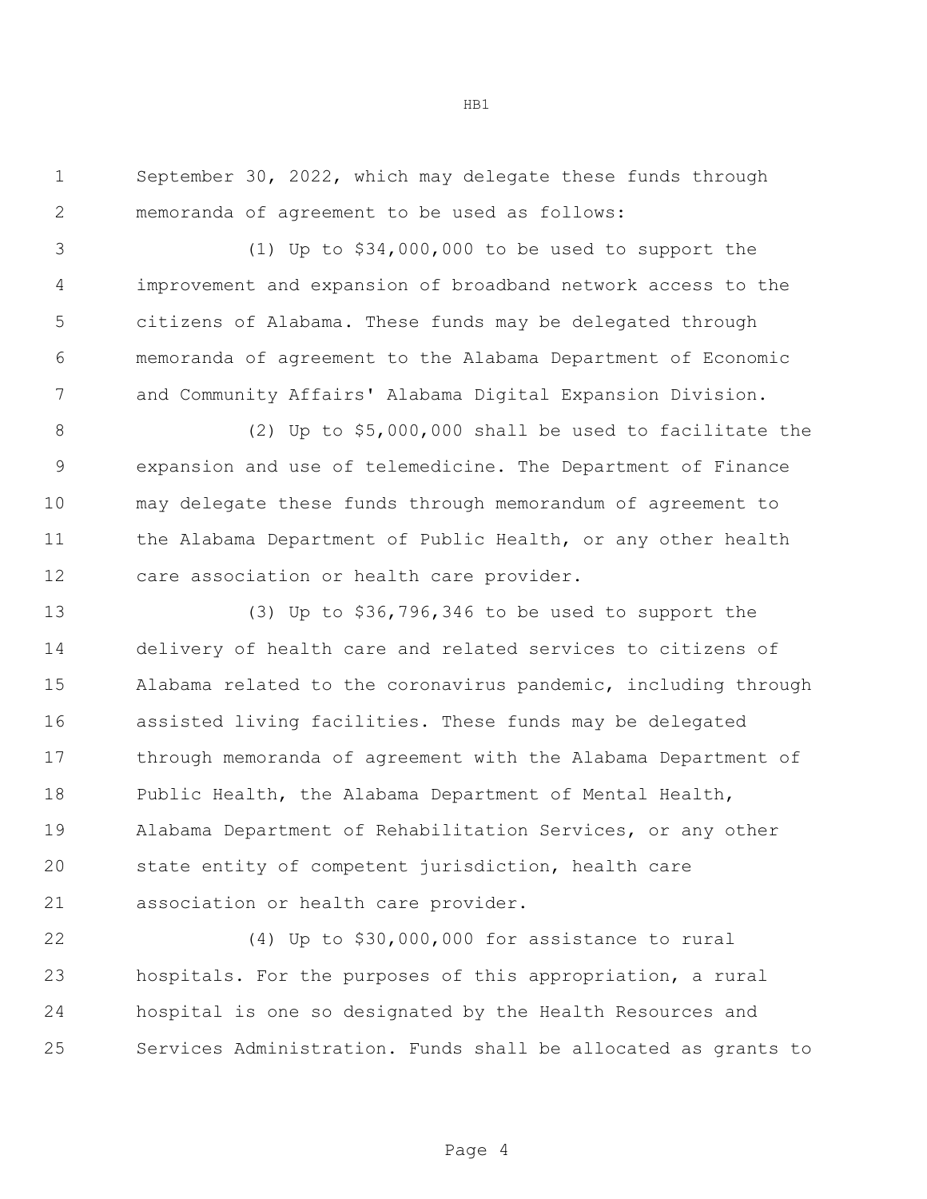September 30, 2022, which may delegate these funds through memoranda of agreement to be used as follows:

(1) Up to $34,000,000 to be used to support the improvement and expansion of broadband network access to the citizens of Alabama. These funds may be delegated through memoranda of agreement to the Alabama Department of Economic and Community Affairs' Alabama Digital Expansion Division.

(2) Up to $5,000,000 shall be used to facilitate the expansion and use of telemedicine. The Department of Finance may delegate these funds through memorandum of agreement to the Alabama Department of Public Health, or any other health care association or health care provider.

(3) Up to $36,796,346 to be used to support the delivery of health care and related services to citizens of Alabama related to the coronavirus pandemic, including through assisted living facilities. These funds may be delegated through memoranda of agreement with the Alabama Department of Public Health, the Alabama Department of Mental Health, Alabama Department of Rehabilitation Services, or any other state entity of competent jurisdiction, health care association or health care provider.

(4) Up to $30,000,000 for assistance to rural hospitals. For the purposes of this appropriation, a rural hospital is one so designated by the Health Resources and Services Administration. Funds shall be allocated as grants to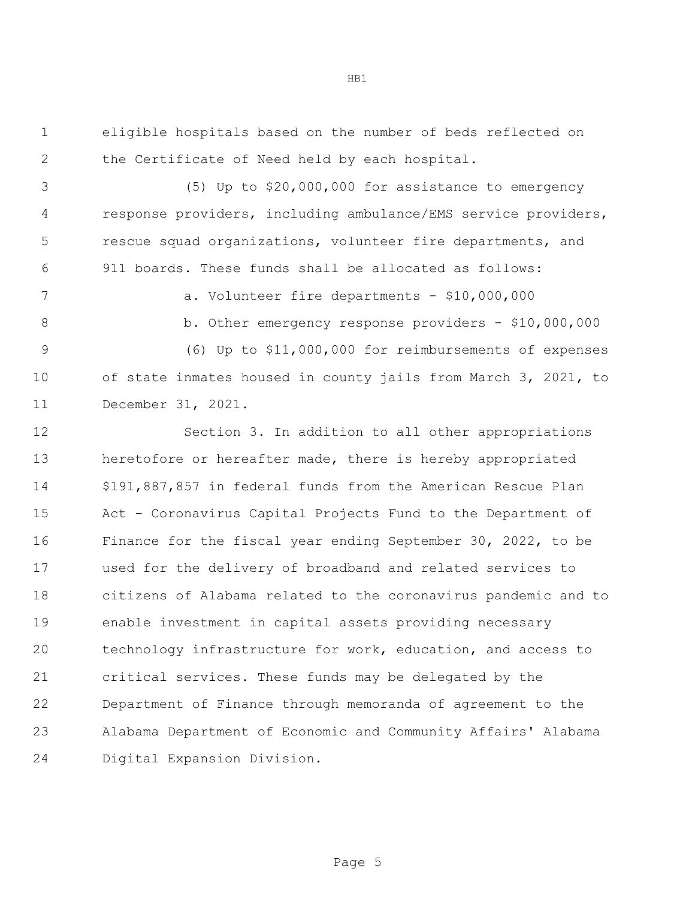eligible hospitals based on the number of beds reflected on the Certificate of Need held by each hospital.

(5) Up to $20,000,000 for assistance to emergency response providers, including ambulance/EMS service providers, rescue squad organizations, volunteer fire departments, and 911 boards. These funds shall be allocated as follows:

a. Volunteer fire departments - $10,000,000

b. Other emergency response providers - $10,000,000

(6) Up to $11,000,000 for reimbursements of expenses of state inmates housed in county jails from March 3, 2021, to December 31, 2021.

Section 3. In addition to all other appropriations heretofore or hereafter made, there is hereby appropriated $191,887,857 in federal funds from the American Rescue Plan Act - Coronavirus Capital Projects Fund to the Department of Finance for the fiscal year ending September 30, 2022, to be used for the delivery of broadband and related services to citizens of Alabama related to the coronavirus pandemic and to enable investment in capital assets providing necessary technology infrastructure for work, education, and access to critical services. These funds may be delegated by the Department of Finance through memoranda of agreement to the Alabama Department of Economic and Community Affairs' Alabama Digital Expansion Division.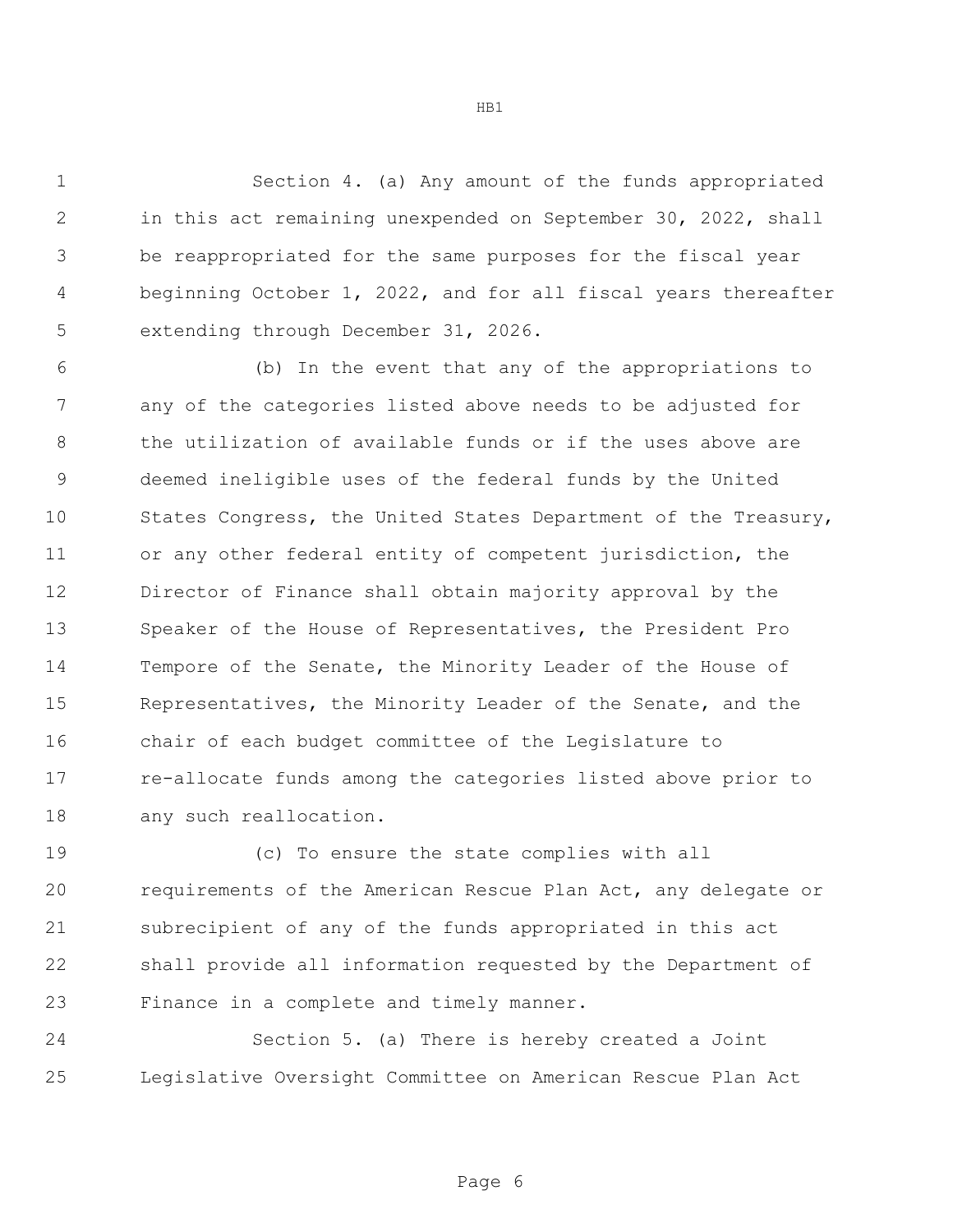Section 4. (a) Any amount of the funds appropriated in this act remaining unexpended on September 30, 2022, shall be reappropriated for the same purposes for the fiscal year beginning October 1, 2022, and for all fiscal years thereafter extending through December 31, 2026.

(b) In the event that any of the appropriations to any of the categories listed above needs to be adjusted for the utilization of available funds or if the uses above are deemed ineligible uses of the federal funds by the United States Congress, the United States Department of the Treasury, or any other federal entity of competent jurisdiction, the Director of Finance shall obtain majority approval by the Speaker of the House of Representatives, the President Pro Tempore of the Senate, the Minority Leader of the House of Representatives, the Minority Leader of the Senate, and the chair of each budget committee of the Legislature to re-allocate funds among the categories listed above prior to any such reallocation.

(c) To ensure the state complies with all requirements of the American Rescue Plan Act, any delegate or subrecipient of any of the funds appropriated in this act shall provide all information requested by the Department of Finance in a complete and timely manner.

Section 5. (a) There is hereby created a Joint Legislative Oversight Committee on American Rescue Plan Act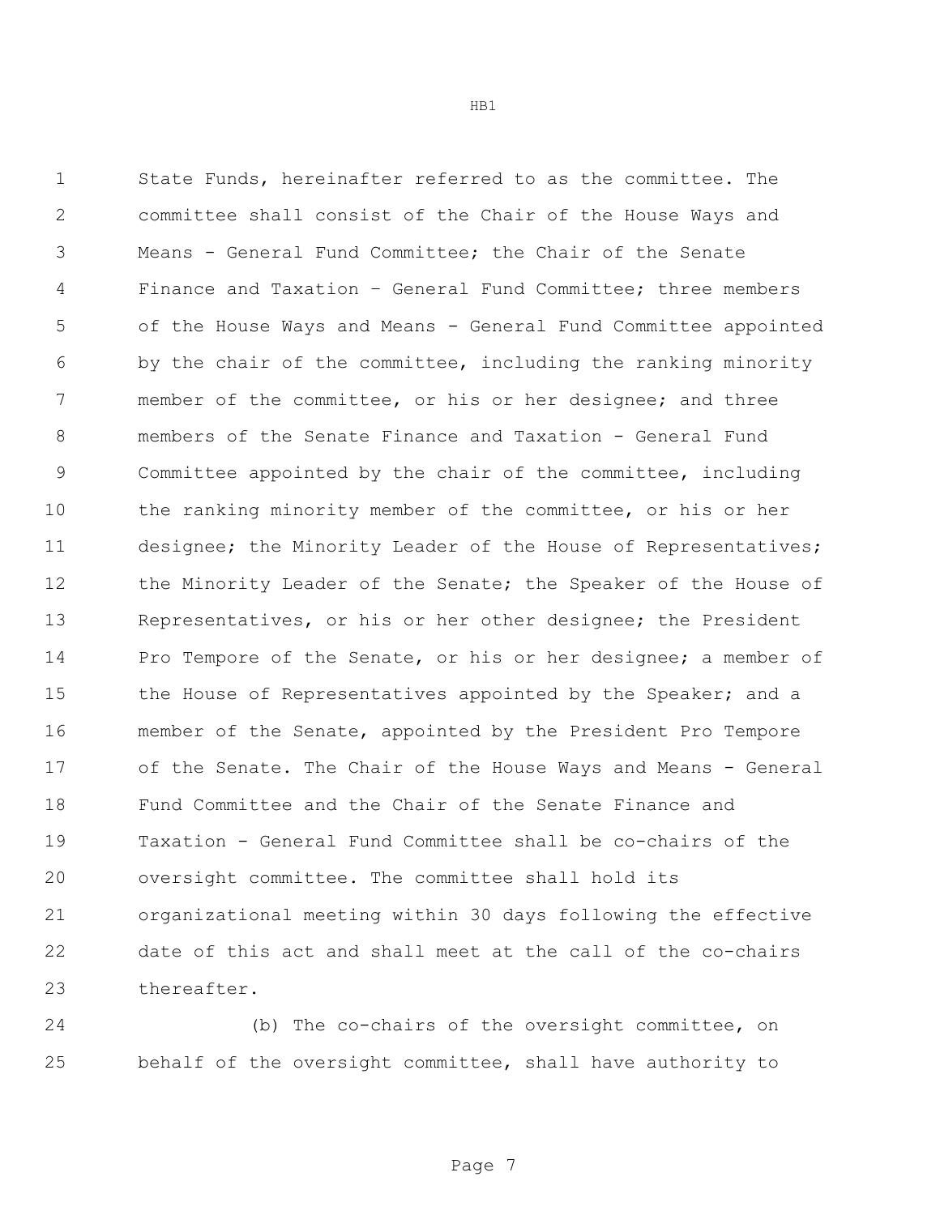State Funds, hereinafter referred to as the committee. The committee shall consist of the Chair of the House Ways and Means - General Fund Committee; the Chair of the Senate Finance and Taxation – General Fund Committee; three members of the House Ways and Means - General Fund Committee appointed by the chair of the committee, including the ranking minority member of the committee, or his or her designee; and three members of the Senate Finance and Taxation - General Fund Committee appointed by the chair of the committee, including the ranking minority member of the committee, or his or her designee; the Minority Leader of the House of Representatives; the Minority Leader of the Senate; the Speaker of the House of Representatives, or his or her other designee; the President Pro Tempore of the Senate, or his or her designee; a member of the House of Representatives appointed by the Speaker; and a member of the Senate, appointed by the President Pro Tempore of the Senate. The Chair of the House Ways and Means - General Fund Committee and the Chair of the Senate Finance and Taxation - General Fund Committee shall be co-chairs of the oversight committee. The committee shall hold its organizational meeting within 30 days following the effective date of this act and shall meet at the call of the co-chairs thereafter.

(b) The co-chairs of the oversight committee, on behalf of the oversight committee, shall have authority to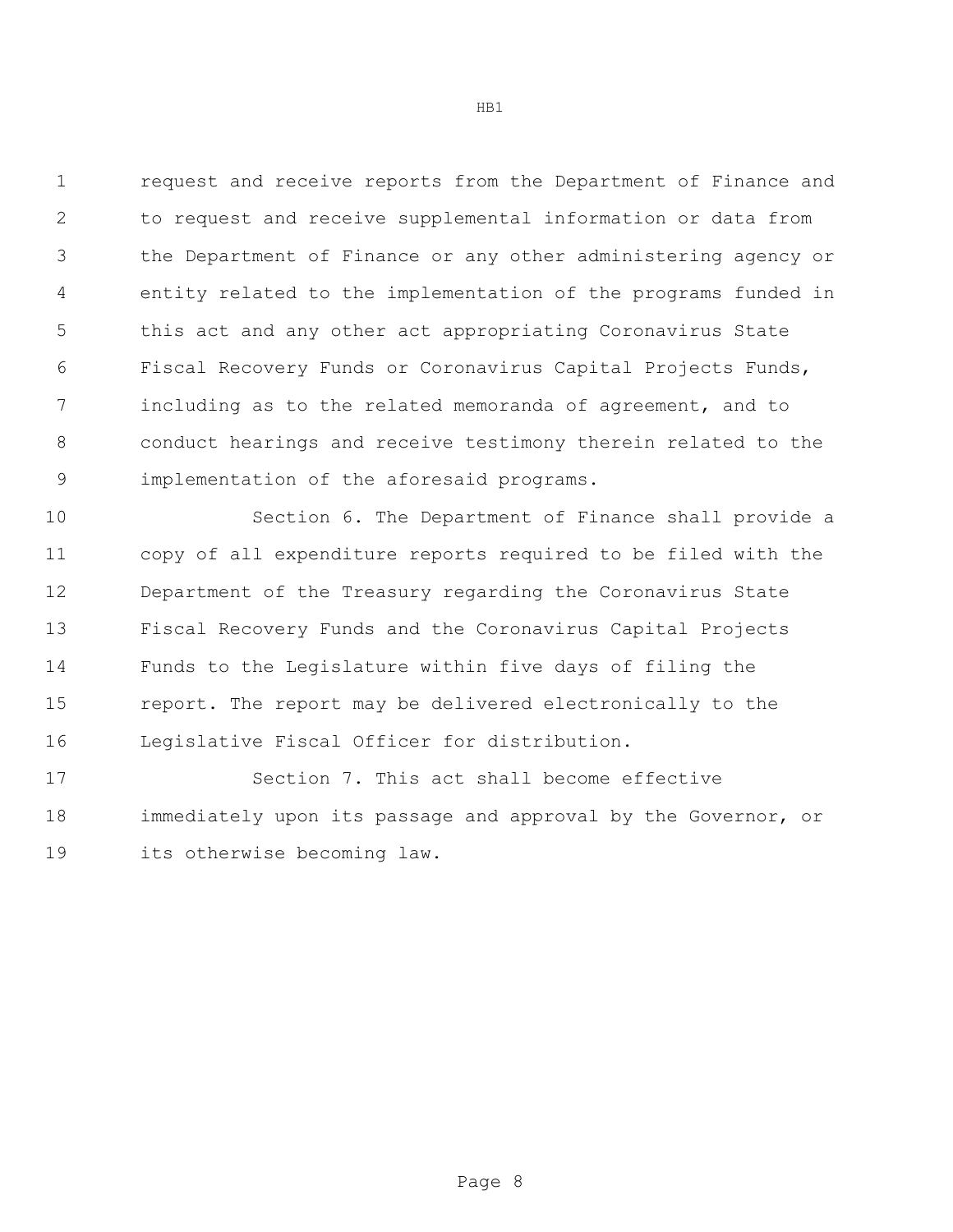request and receive reports from the Department of Finance and to request and receive supplemental information or data from the Department of Finance or any other administering agency or entity related to the implementation of the programs funded in this act and any other act appropriating Coronavirus State Fiscal Recovery Funds or Coronavirus Capital Projects Funds, including as to the related memoranda of agreement, and to conduct hearings and receive testimony therein related to the implementation of the aforesaid programs.

Section 6. The Department of Finance shall provide a copy of all expenditure reports required to be filed with the Department of the Treasury regarding the Coronavirus State Fiscal Recovery Funds and the Coronavirus Capital Projects Funds to the Legislature within five days of filing the report. The report may be delivered electronically to the Legislative Fiscal Officer for distribution.

Section 7. This act shall become effective immediately upon its passage and approval by the Governor, or its otherwise becoming law.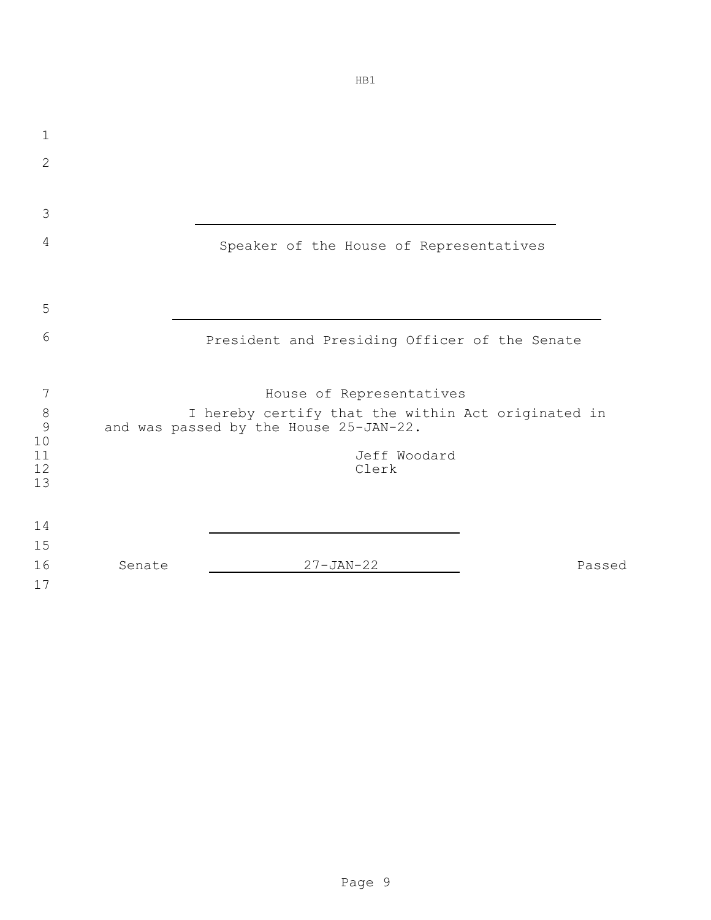\_\_\_\_\_\_\_\_\_\_\_\_\_\_\_\_\_\_\_\_\_\_\_\_\_\_\_\_\_\_\_\_\_\_\_\_\_\_\_\_

Speaker of the House of Representatives

\_\_\_\_\_\_\_\_\_\_\_\_\_\_\_\_\_\_\_\_\_\_\_\_\_\_\_\_\_\_\_\_\_\_\_\_\_\_\_\_

President and Presiding Officer of the Senate

House of Representatives

I hereby certify that the within Act originated in and was passed by the House 25-JAN-22.

Jeff Woodard
Clerk

\_\_\_\_\_\_\_\_\_\_\_\_\_\_\_\_\_\_\_\_\_\_\_\_\_\_\_\_\_\_\_\_\_\_\_\_\_\_\_\_

Senate 27-JAN-22 Passed